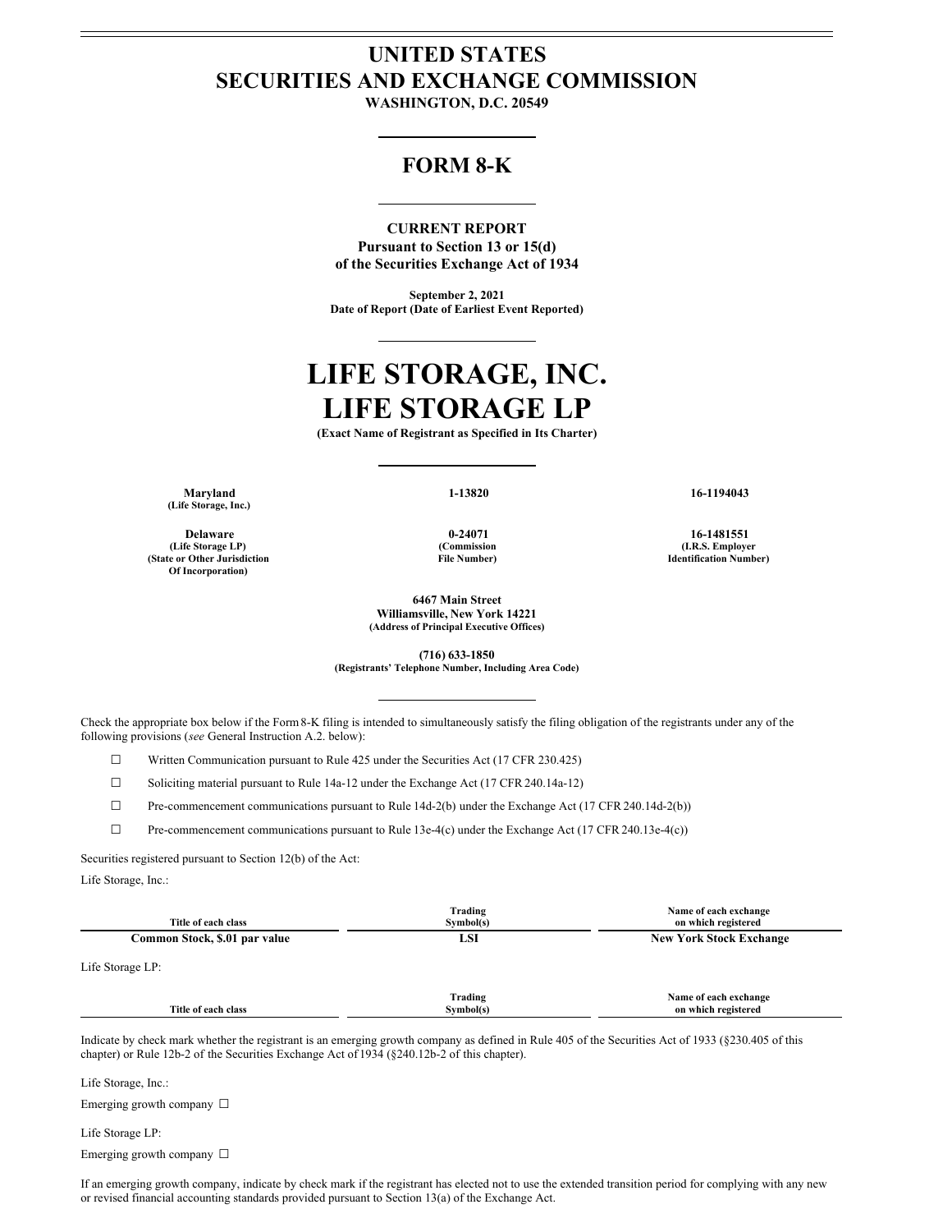# UNITED STATES
# SECURITIES AND EXCHANGE COMMISSION

**WASHINGTON, D.C. 20549**

## FORM 8-K

**CURRENT REPORT**
**Pursuant to Section 13 or 15(d)**
**of the Securities Exchange Act of 1934**

**September 2, 2021**
**Date of Report (Date of Earliest Event Reported)**

# LIFE STORAGE, INC.
# LIFE STORAGE LP

**(Exact Name of Registrant as Specified in Its Charter)**

| (State or Other Jurisdiction Of Incorporation) | (Commission File Number) | (I.R.S. Employer Identification Number) |
|---|---|---|
| **Maryland** (Life Storage, Inc.) | **1-13820** | **16-1194043** |
| **Delaware** (Life Storage LP) | **0-24071** | **16-1481551** |

**6467 Main Street**
**Williamsville, New York 14221**
**(Address of Principal Executive Offices)**

**(716) 633-1850**
**(Registrants' Telephone Number, Including Area Code)**

Check the appropriate box below if the Form 8-K filing is intended to simultaneously satisfy the filing obligation of the registrants under any of the following provisions (*see* General Instruction A.2. below):

☐ Written Communication pursuant to Rule 425 under the Securities Act (17 CFR 230.425)

☐ Soliciting material pursuant to Rule 14a-12 under the Exchange Act (17 CFR 240.14a-12)

☐ Pre-commencement communications pursuant to Rule 14d-2(b) under the Exchange Act (17 CFR 240.14d-2(b))

☐ Pre-commencement communications pursuant to Rule 13e-4(c) under the Exchange Act (17 CFR 240.13e-4(c))

Securities registered pursuant to Section 12(b) of the Act:

Life Storage, Inc.:

| Title of each class | Trading Symbol(s) | Name of each exchange on which registered |
|---|---|---|
| **Common Stock, $.01 par value** | **LSI** | **New York Stock Exchange** |

Life Storage LP:

| Title of each class | Trading Symbol(s) | Name of each exchange on which registered |
|---|---|---|

Indicate by check mark whether the registrant is an emerging growth company as defined in Rule 405 of the Securities Act of 1933 (§230.405 of this chapter) or Rule 12b-2 of the Securities Exchange Act of 1934 (§240.12b-2 of this chapter).

Life Storage, Inc.:

Emerging growth company ☐

Life Storage LP:

Emerging growth company ☐

If an emerging growth company, indicate by check mark if the registrant has elected not to use the extended transition period for complying with any new or revised financial accounting standards provided pursuant to Section 13(a) of the Exchange Act.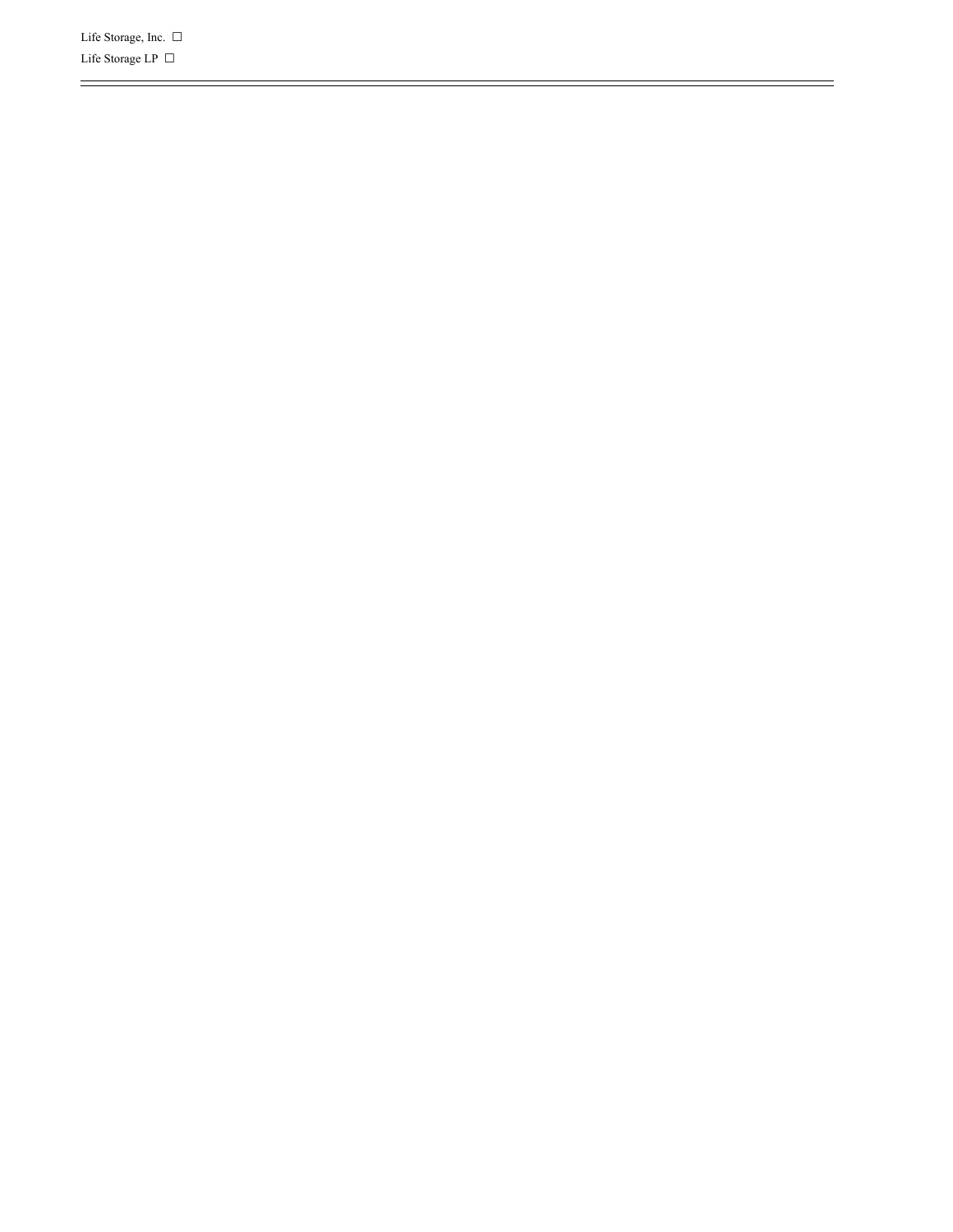Life Storage, Inc. ☐

Life Storage LP ☐

---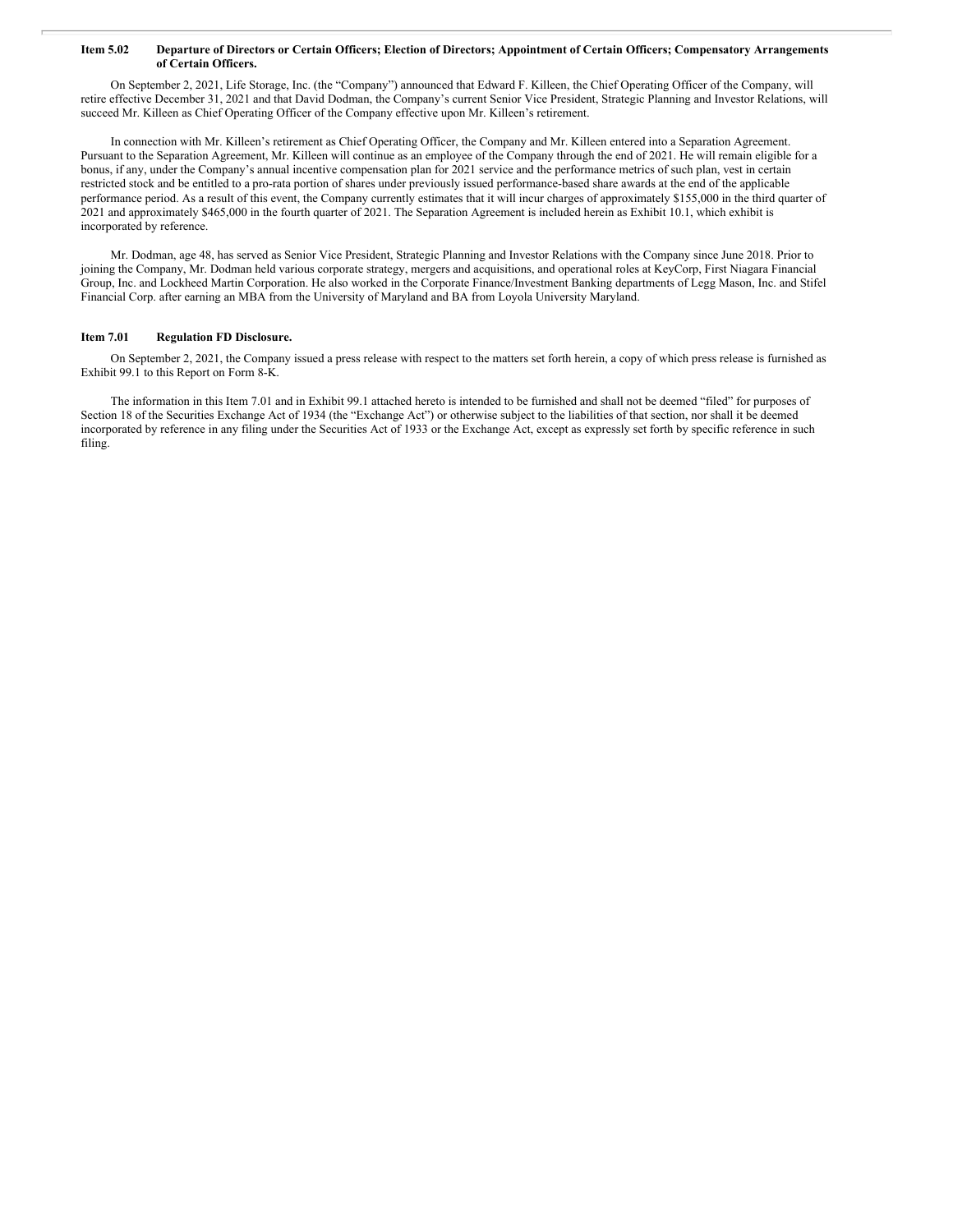**Item 5.02 Departure of Directors or Certain Officers; Election of Directors; Appointment of Certain Officers; Compensatory Arrangements of Certain Officers.**

On September 2, 2021, Life Storage, Inc. (the "Company") announced that Edward F. Killeen, the Chief Operating Officer of the Company, will retire effective December 31, 2021 and that David Dodman, the Company's current Senior Vice President, Strategic Planning and Investor Relations, will succeed Mr. Killeen as Chief Operating Officer of the Company effective upon Mr. Killeen's retirement.

In connection with Mr. Killeen's retirement as Chief Operating Officer, the Company and Mr. Killeen entered into a Separation Agreement. Pursuant to the Separation Agreement, Mr. Killeen will continue as an employee of the Company through the end of 2021. He will remain eligible for a bonus, if any, under the Company's annual incentive compensation plan for 2021 service and the performance metrics of such plan, vest in certain restricted stock and be entitled to a pro-rata portion of shares under previously issued performance-based share awards at the end of the applicable performance period. As a result of this event, the Company currently estimates that it will incur charges of approximately $155,000 in the third quarter of 2021 and approximately $465,000 in the fourth quarter of 2021. The Separation Agreement is included herein as Exhibit 10.1, which exhibit is incorporated by reference.

Mr. Dodman, age 48, has served as Senior Vice President, Strategic Planning and Investor Relations with the Company since June 2018. Prior to joining the Company, Mr. Dodman held various corporate strategy, mergers and acquisitions, and operational roles at KeyCorp, First Niagara Financial Group, Inc. and Lockheed Martin Corporation. He also worked in the Corporate Finance/Investment Banking departments of Legg Mason, Inc. and Stifel Financial Corp. after earning an MBA from the University of Maryland and BA from Loyola University Maryland.

**Item 7.01 Regulation FD Disclosure.**

On September 2, 2021, the Company issued a press release with respect to the matters set forth herein, a copy of which press release is furnished as Exhibit 99.1 to this Report on Form 8-K.

The information in this Item 7.01 and in Exhibit 99.1 attached hereto is intended to be furnished and shall not be deemed "filed" for purposes of Section 18 of the Securities Exchange Act of 1934 (the "Exchange Act") or otherwise subject to the liabilities of that section, nor shall it be deemed incorporated by reference in any filing under the Securities Act of 1933 or the Exchange Act, except as expressly set forth by specific reference in such filing.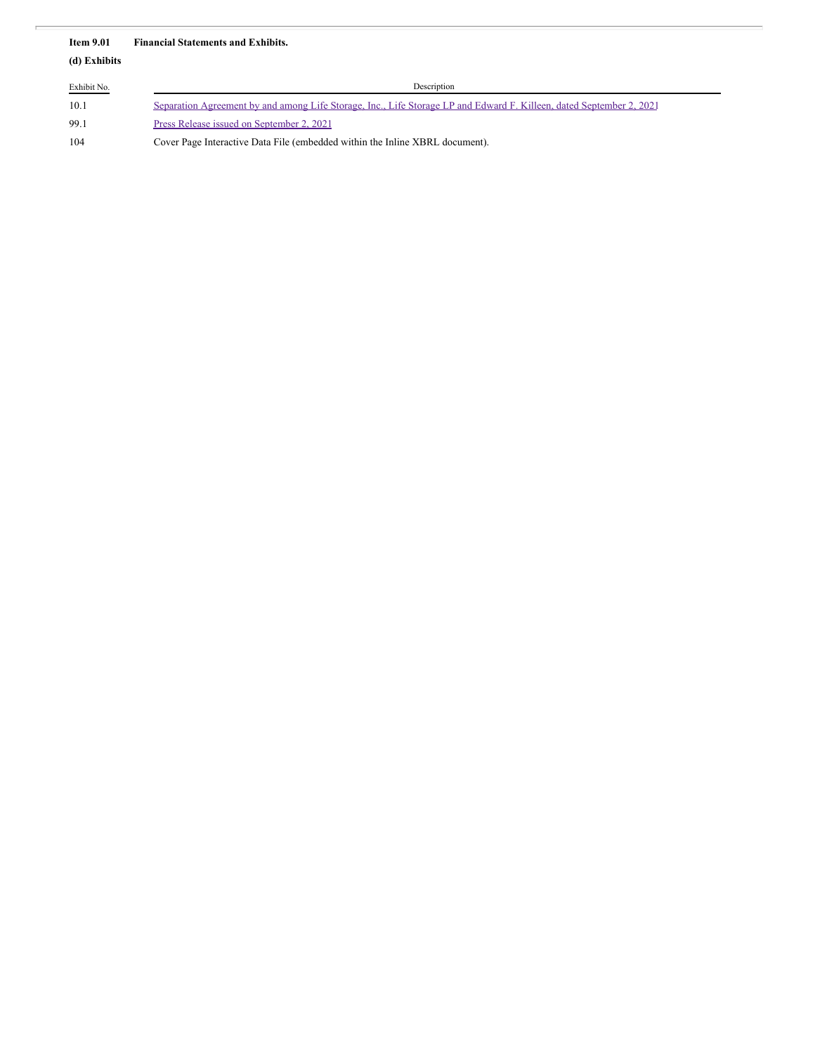**Item 9.01 Financial Statements and Exhibits.**

**(d) Exhibits**

| Exhibit No. | Description |
|---|---|
| 10.1 | Separation Agreement by and among Life Storage, Inc., Life Storage LP and Edward F. Killeen, dated September 2, 2021 |
| 99.1 | Press Release issued on September 2, 2021 |
| 104 | Cover Page Interactive Data File (embedded within the Inline XBRL document). |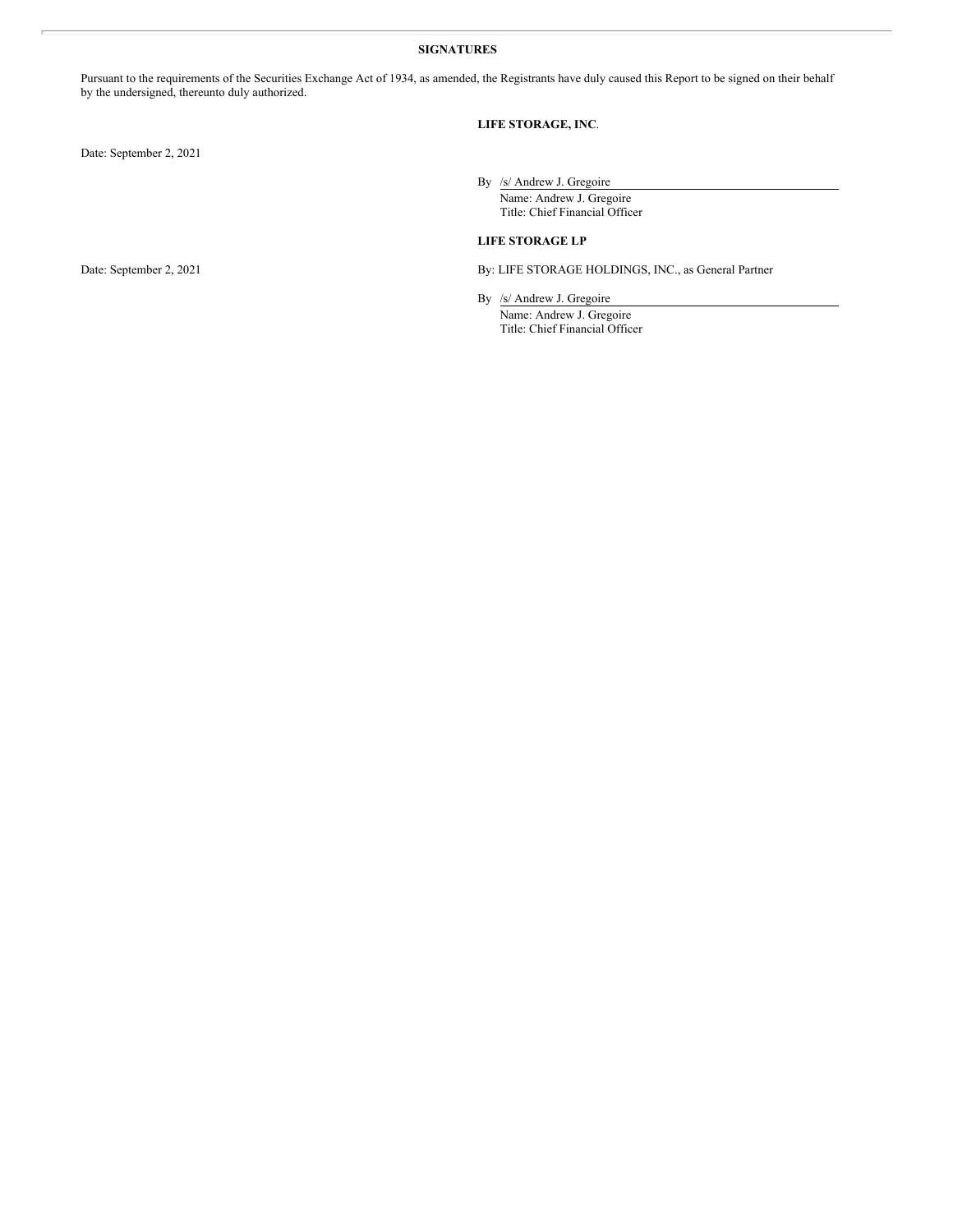**SIGNATURES**

Pursuant to the requirements of the Securities Exchange Act of 1934, as amended, the Registrants have duly caused this Report to be signed on their behalf by the undersigned, thereunto duly authorized.

**LIFE STORAGE, INC**.

Date: September 2, 2021

By /s/ Andrew J. Gregoire
Name: Andrew J. Gregoire
Title: Chief Financial Officer

**LIFE STORAGE LP**

Date: September 2, 2021

By: LIFE STORAGE HOLDINGS, INC., as General Partner

By /s/ Andrew J. Gregoire
Name: Andrew J. Gregoire
Title: Chief Financial Officer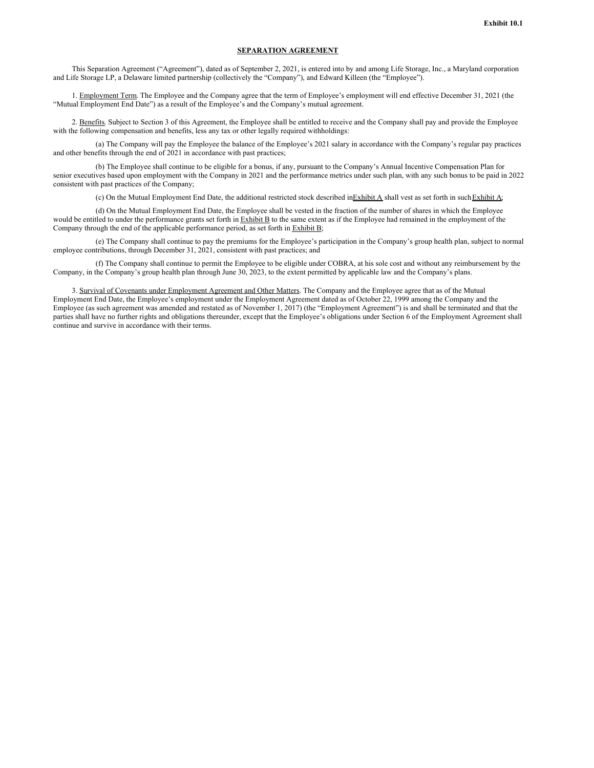**Exhibit 10.1**

**SEPARATION AGREEMENT**

This Separation Agreement ("Agreement"), dated as of September 2, 2021, is entered into by and among Life Storage, Inc., a Maryland corporation and Life Storage LP, a Delaware limited partnership (collectively the "Company"), and Edward Killeen (the "Employee").

1. Employment Term. The Employee and the Company agree that the term of Employee's employment will end effective December 31, 2021 (the "Mutual Employment End Date") as a result of the Employee's and the Company's mutual agreement.

2. Benefits. Subject to Section 3 of this Agreement, the Employee shall be entitled to receive and the Company shall pay and provide the Employee with the following compensation and benefits, less any tax or other legally required withholdings:

(a) The Company will pay the Employee the balance of the Employee's 2021 salary in accordance with the Company's regular pay practices and other benefits through the end of 2021 in accordance with past practices;

(b) The Employee shall continue to be eligible for a bonus, if any, pursuant to the Company's Annual Incentive Compensation Plan for senior executives based upon employment with the Company in 2021 and the performance metrics under such plan, with any such bonus to be paid in 2022 consistent with past practices of the Company;

(c) On the Mutual Employment End Date, the additional restricted stock described in Exhibit A shall vest as set forth in such Exhibit A;

(d) On the Mutual Employment End Date, the Employee shall be vested in the fraction of the number of shares in which the Employee would be entitled to under the performance grants set forth in Exhibit B to the same extent as if the Employee had remained in the employment of the Company through the end of the applicable performance period, as set forth in Exhibit B;

(e) The Company shall continue to pay the premiums for the Employee's participation in the Company's group health plan, subject to normal employee contributions, through December 31, 2021, consistent with past practices; and

(f) The Company shall continue to permit the Employee to be eligible under COBRA, at his sole cost and without any reimbursement by the Company, in the Company's group health plan through June 30, 2023, to the extent permitted by applicable law and the Company's plans.

3. Survival of Covenants under Employment Agreement and Other Matters. The Company and the Employee agree that as of the Mutual Employment End Date, the Employee's employment under the Employment Agreement dated as of October 22, 1999 among the Company and the Employee (as such agreement was amended and restated as of November 1, 2017) (the "Employment Agreement") is and shall be terminated and that the parties shall have no further rights and obligations thereunder, except that the Employee's obligations under Section 6 of the Employment Agreement shall continue and survive in accordance with their terms.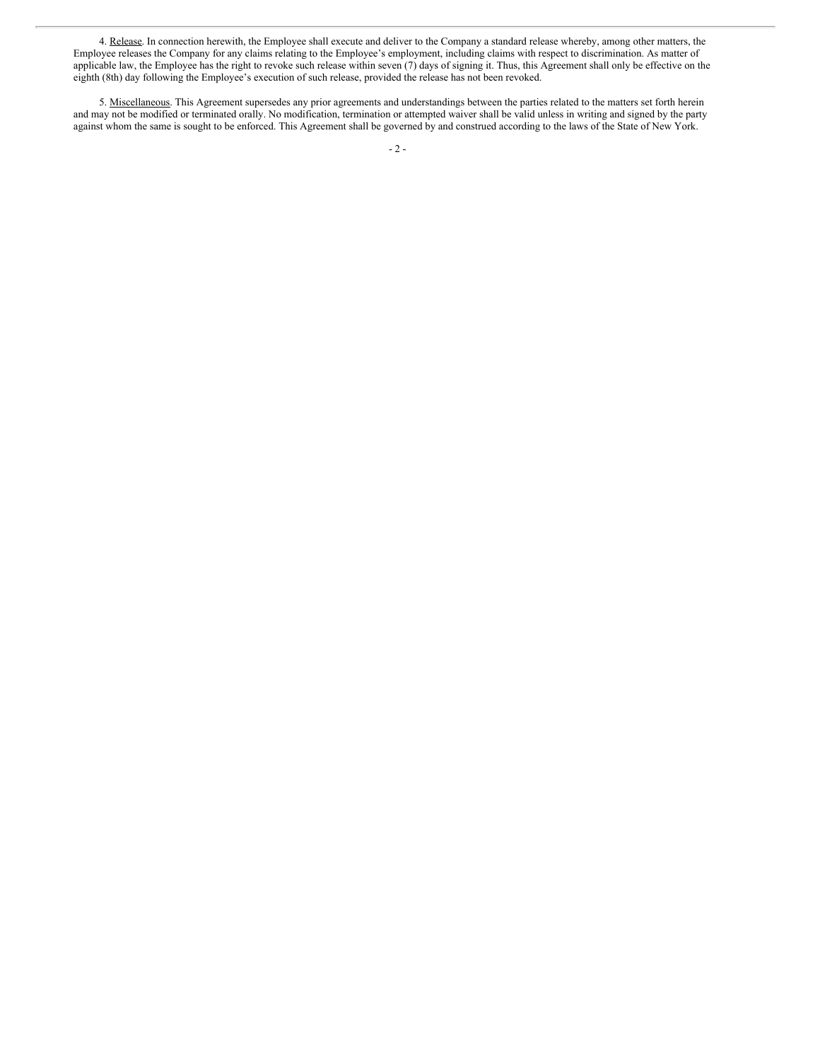4. Release. In connection herewith, the Employee shall execute and deliver to the Company a standard release whereby, among other matters, the Employee releases the Company for any claims relating to the Employee's employment, including claims with respect to discrimination. As matter of applicable law, the Employee has the right to revoke such release within seven (7) days of signing it. Thus, this Agreement shall only be effective on the eighth (8th) day following the Employee's execution of such release, provided the release has not been revoked.

5. Miscellaneous. This Agreement supersedes any prior agreements and understandings between the parties related to the matters set forth herein and may not be modified or terminated orally. No modification, termination or attempted waiver shall be valid unless in writing and signed by the party against whom the same is sought to be enforced. This Agreement shall be governed by and construed according to the laws of the State of New York.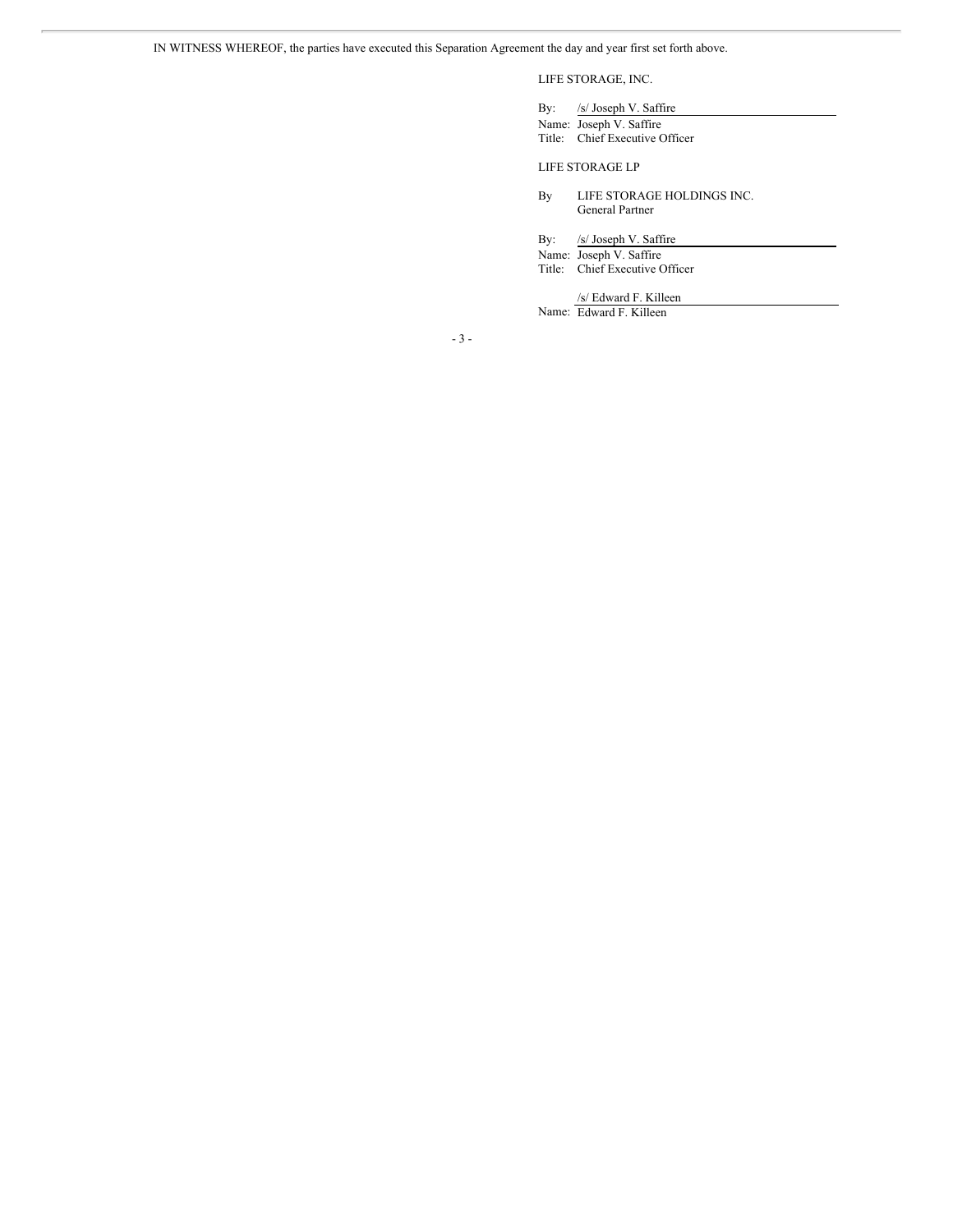IN WITNESS WHEREOF, the parties have executed this Separation Agreement the day and year first set forth above.

LIFE STORAGE, INC.

By: /s/ Joseph V. Saffire
Name: Joseph V. Saffire
Title: Chief Executive Officer

LIFE STORAGE LP

By LIFE STORAGE HOLDINGS INC.
General Partner

By: /s/ Joseph V. Saffire
Name: Joseph V. Saffire
Title: Chief Executive Officer

/s/ Edward F. Killeen
Name: Edward F. Killeen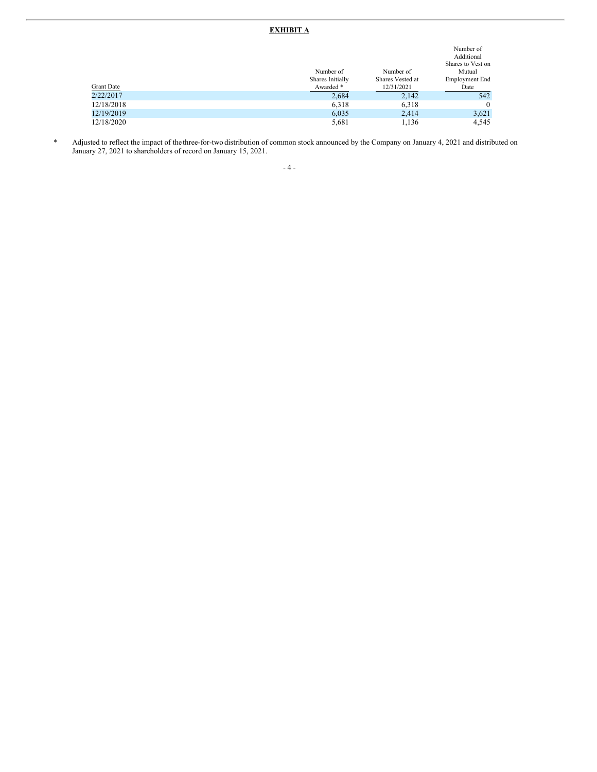**EXHIBIT A**

| Grant Date | Number of Shares Initially Awarded * | Number of Shares Vested at 12/31/2021 | Number of Additional Shares to Vest on Mutual Employment End Date |
|---|---|---|---|
| 2/22/2017 | 2,684 | 2,142 | 542 |
| 12/18/2018 | 6,318 | 6,318 | 0 |
| 12/19/2019 | 6,035 | 2,414 | 3,621 |
| 12/18/2020 | 5,681 | 1,136 | 4,545 |

\* Adjusted to reflect the impact of the three-for-two distribution of common stock announced by the Company on January 4, 2021 and distributed on January 27, 2021 to shareholders of record on January 15, 2021.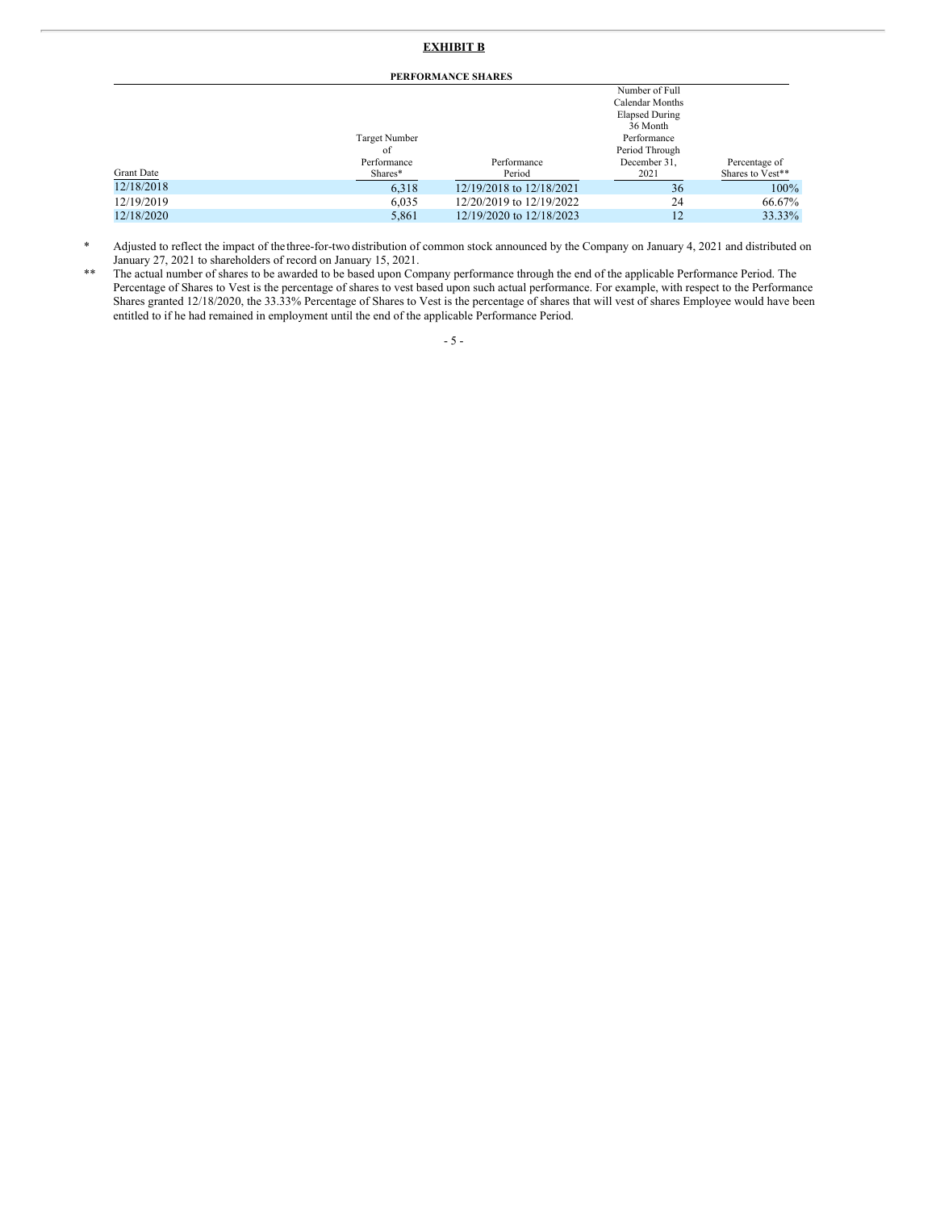**EXHIBIT B**

**PERFORMANCE SHARES**

| Grant Date | Target Number of Performance Shares* | Performance Period | Number of Full Calendar Months Elapsed During 36 Month Performance Period Through December 31, 2021 | Percentage of Shares to Vest** |
|---|---|---|---|---|
| 12/18/2018 | 6,318 | 12/19/2018 to 12/18/2021 | 36 | 100% |
| 12/19/2019 | 6,035 | 12/20/2019 to 12/19/2022 | 24 | 66.67% |
| 12/18/2020 | 5,861 | 12/19/2020 to 12/18/2023 | 12 | 33.33% |

\* Adjusted to reflect the impact of the three-for-two distribution of common stock announced by the Company on January 4, 2021 and distributed on January 27, 2021 to shareholders of record on January 15, 2021.

\*\* The actual number of shares to be awarded to be based upon Company performance through the end of the applicable Performance Period. The Percentage of Shares to Vest is the percentage of shares to vest based upon such actual performance. For example, with respect to the Performance Shares granted 12/18/2020, the 33.33% Percentage of Shares to Vest is the percentage of shares that will vest of shares Employee would have been entitled to if he had remained in employment until the end of the applicable Performance Period.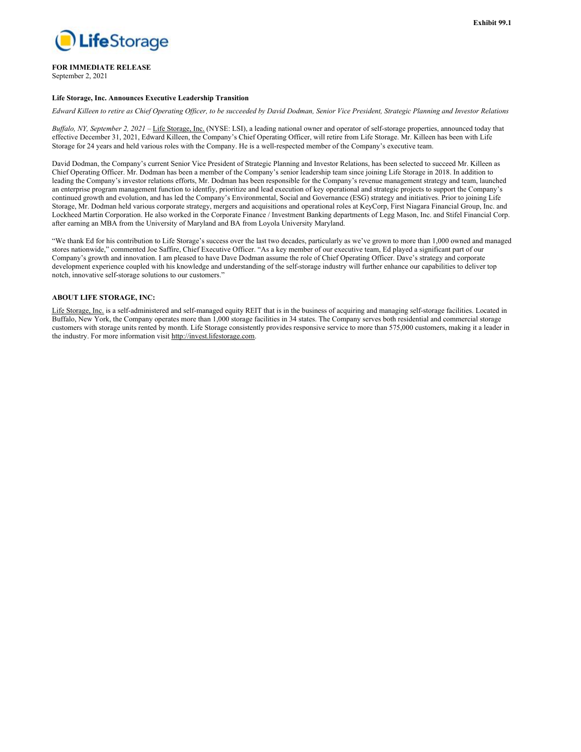Exhibit 99.1

LifeStorage

**FOR IMMEDIATE RELEASE**
September 2, 2021

**Life Storage, Inc. Announces Executive Leadership Transition**

*Edward Killeen to retire as Chief Operating Officer, to be succeeded by David Dodman, Senior Vice President, Strategic Planning and Investor Relations*

*Buffalo, NY, September 2, 2021* – Life Storage, Inc. (NYSE: LSI), a leading national owner and operator of self-storage properties, announced today that effective December 31, 2021, Edward Killeen, the Company's Chief Operating Officer, will retire from Life Storage. Mr. Killeen has been with Life Storage for 24 years and held various roles with the Company. He is a well-respected member of the Company's executive team.

David Dodman, the Company's current Senior Vice President of Strategic Planning and Investor Relations, has been selected to succeed Mr. Killeen as Chief Operating Officer. Mr. Dodman has been a member of the Company's senior leadership team since joining Life Storage in 2018. In addition to leading the Company's investor relations efforts, Mr. Dodman has been responsible for the Company's revenue management strategy and team, launched an enterprise program management function to identfiy, prioritize and lead execution of key operational and strategic projects to support the Company's continued growth and evolution, and has led the Company's Environmental, Social and Governance (ESG) strategy and initiatives. Prior to joining Life Storage, Mr. Dodman held various corporate strategy, mergers and acquisitions and operational roles at KeyCorp, First Niagara Financial Group, Inc. and Lockheed Martin Corporation. He also worked in the Corporate Finance / Investment Banking departments of Legg Mason, Inc. and Stifel Financial Corp. after earning an MBA from the University of Maryland and BA from Loyola University Maryland.

"We thank Ed for his contribution to Life Storage's success over the last two decades, particularly as we've grown to more than 1,000 owned and managed stores nationwide," commented Joe Saffire, Chief Executive Officer. "As a key member of our executive team, Ed played a significant part of our Company's growth and innovation. I am pleased to have Dave Dodman assume the role of Chief Operating Officer. Dave's strategy and corporate development experience coupled with his knowledge and understanding of the self-storage industry will further enhance our capabilities to deliver top notch, innovative self-storage solutions to our customers."

**ABOUT LIFE STORAGE, INC:**

Life Storage, Inc. is a self-administered and self-managed equity REIT that is in the business of acquiring and managing self-storage facilities. Located in Buffalo, New York, the Company operates more than 1,000 storage facilities in 34 states. The Company serves both residential and commercial storage customers with storage units rented by month. Life Storage consistently provides responsive service to more than 575,000 customers, making it a leader in the industry. For more information visit http://invest.lifestorage.com.